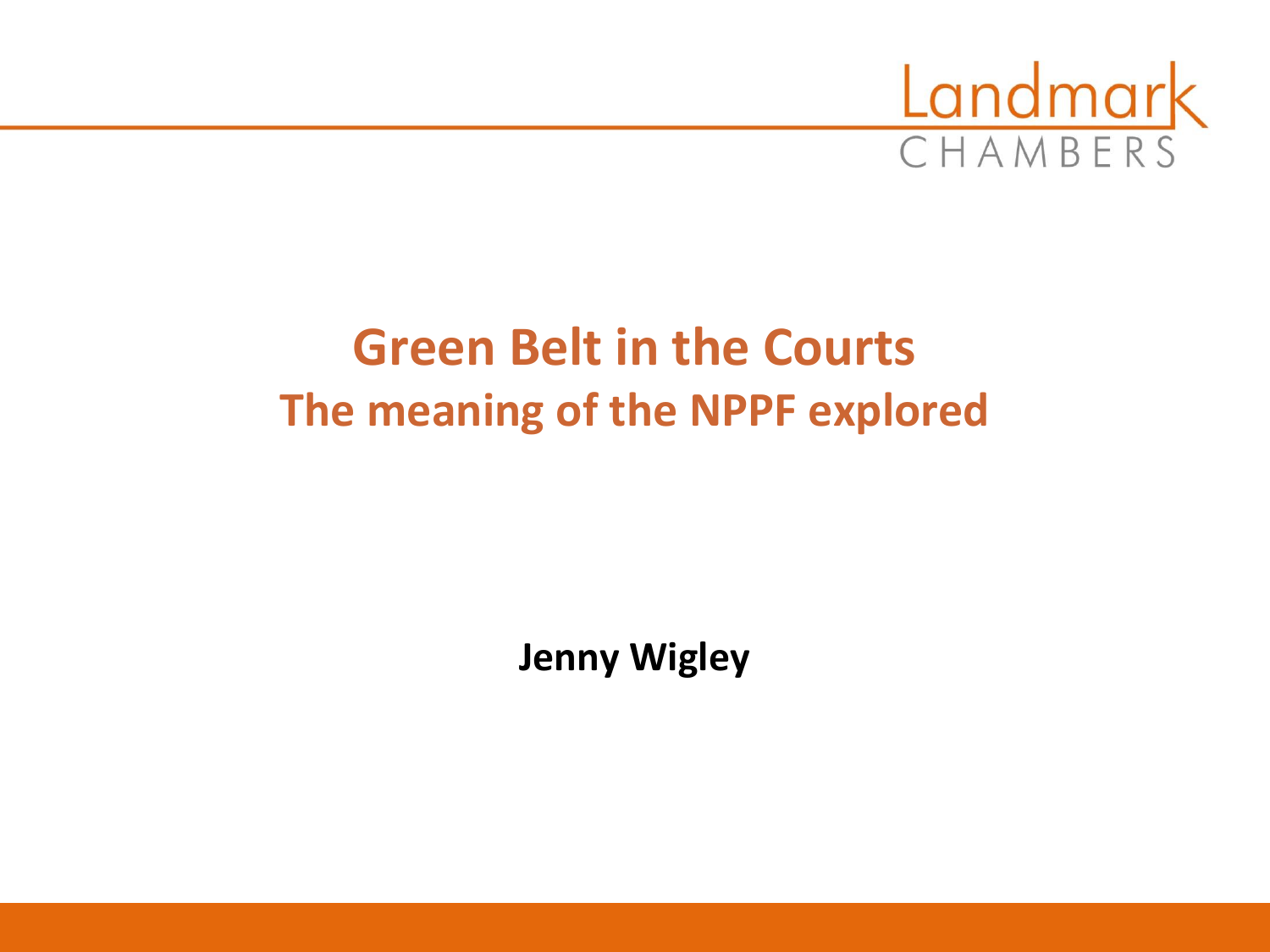Landmark CHAMBERS

# Green Belt in the Courts

## The meaning of the NPPF explored

**Jenny Wigley**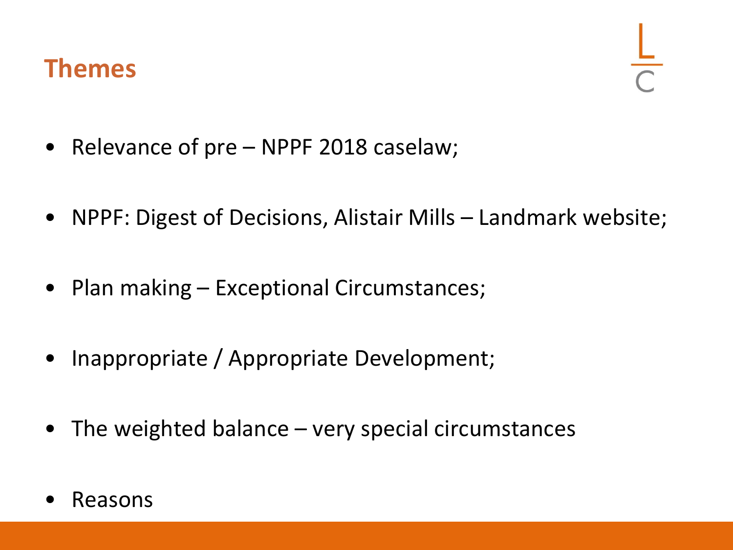## Themes

- Relevance of pre – NPPF 2018 caselaw;
- NPPF: Digest of Decisions, Alistair Mills – Landmark website;
- Plan making – Exceptional Circumstances;
- Inappropriate / Appropriate Development;
- The weighted balance – very special circumstances
- Reasons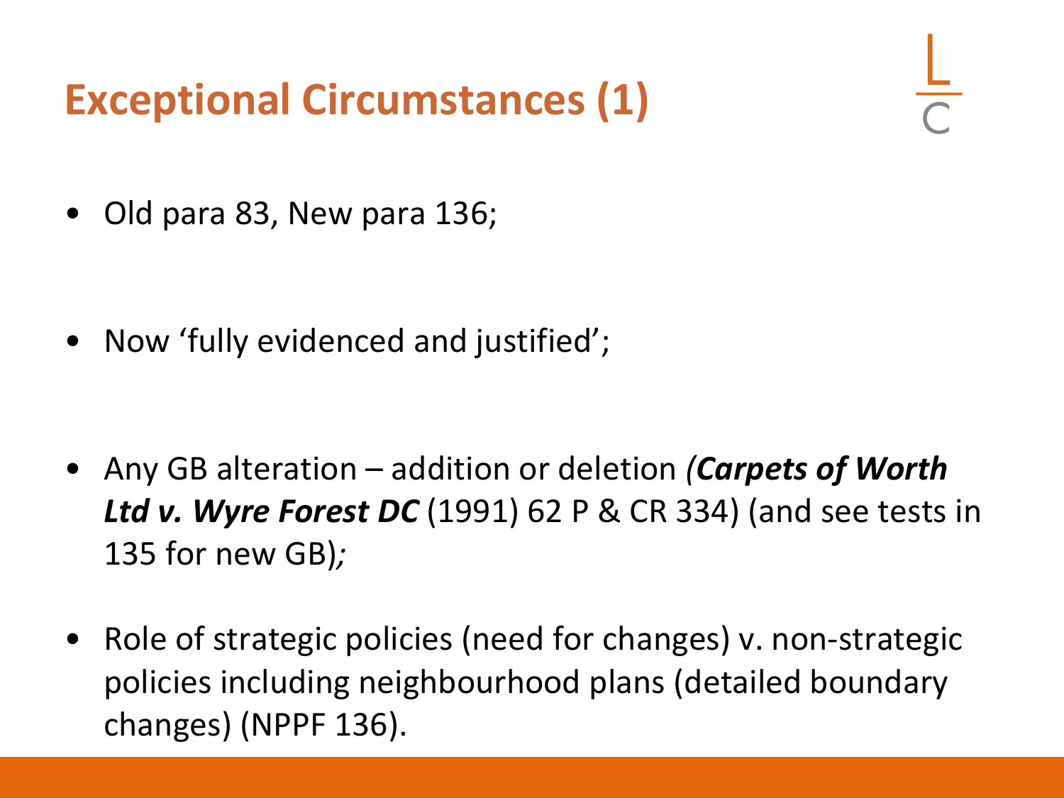# Exceptional Circumstances (1)

- Old para 83, New para 136;
- Now 'fully evidenced and justified';
- Any GB alteration – addition or deletion *(**Carpets of Worth Ltd v. Wyre Forest DC*** (1991) 62 P & CR 334) (and see tests in 135 for new GB)*;*
- Role of strategic policies (need for changes) v. non-strategic policies including neighbourhood plans (detailed boundary changes) (NPPF 136).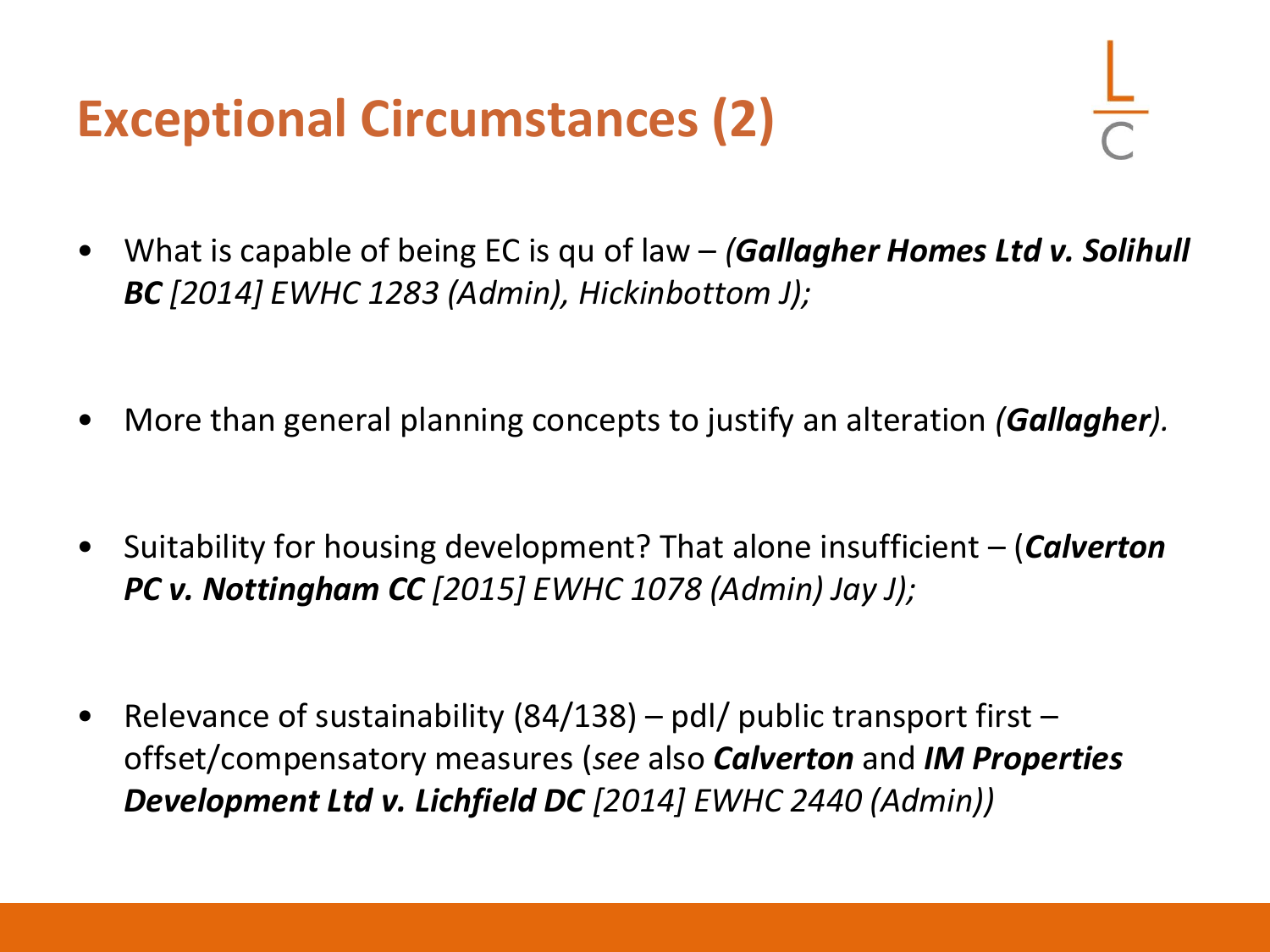# Exceptional Circumstances (2)

- What is capable of being EC is qu of law – *(**Gallagher Homes Ltd v. Solihull BC** [2014] EWHC 1283 (Admin), Hickinbottom J);*

- More than general planning concepts to justify an alteration *(**Gallagher**).*

- Suitability for housing development? That alone insufficient – (***Calverton PC v. Nottingham CC*** *[2015] EWHC 1078 (Admin) Jay J);*

- Relevance of sustainability (84/138) – pdl/ public transport first – offset/compensatory measures (*see* also ***Calverton*** and ***IM Properties Development Ltd v. Lichfield DC*** *[2014] EWHC 2440 (Admin))*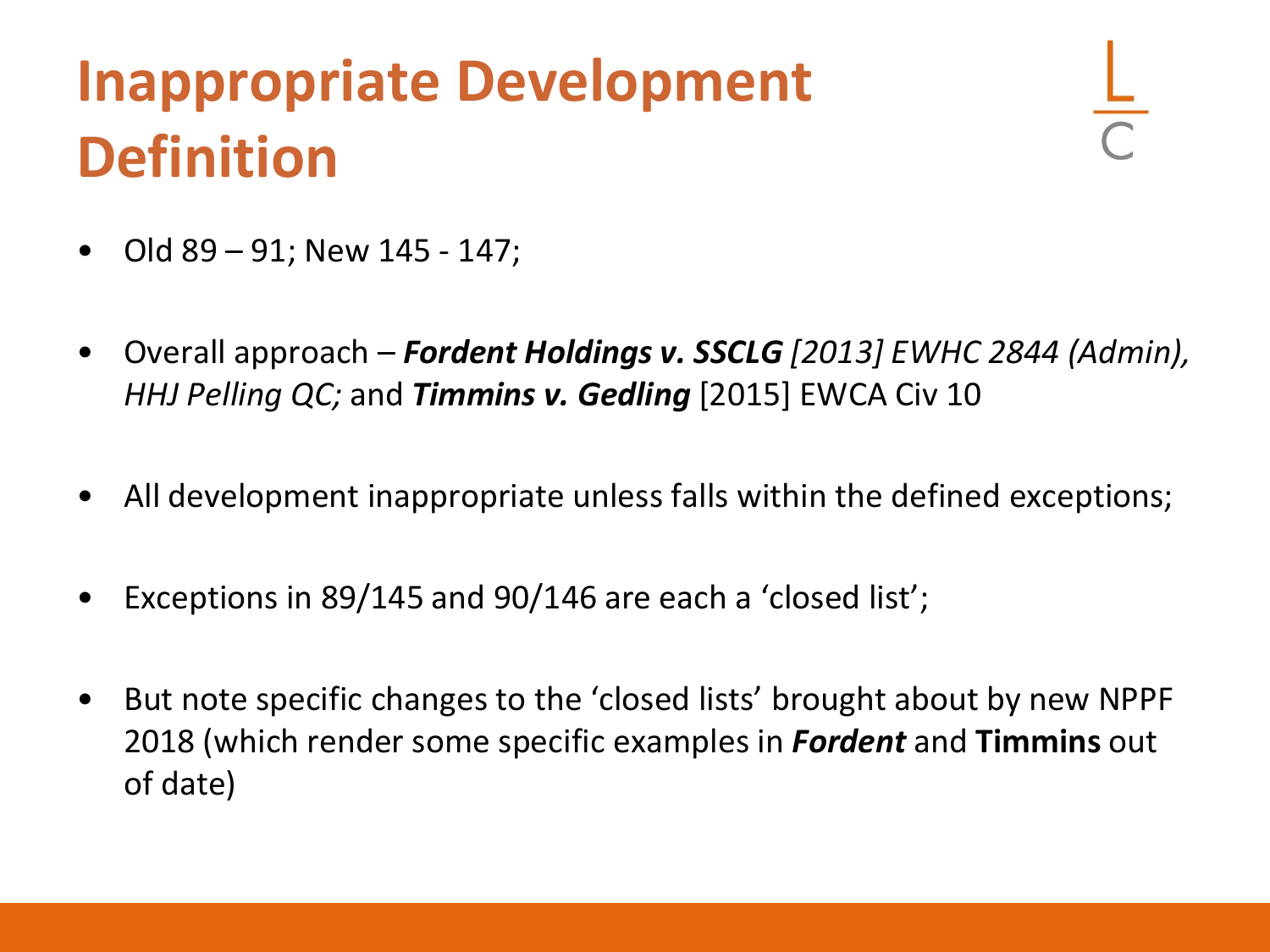# Inappropriate Development Definition

- Old 89 – 91; New 145 - 147;
- Overall approach – ***Fordent Holdings v. SSCLG*** *[2013] EWHC 2844 (Admin), HHJ Pelling QC;* and ***Timmins v. Gedling*** [2015] EWCA Civ 10
- All development inappropriate unless falls within the defined exceptions;
- Exceptions in 89/145 and 90/146 are each a 'closed list';
- But note specific changes to the 'closed lists' brought about by new NPPF 2018 (which render some specific examples in ***Fordent*** and **Timmins** out of date)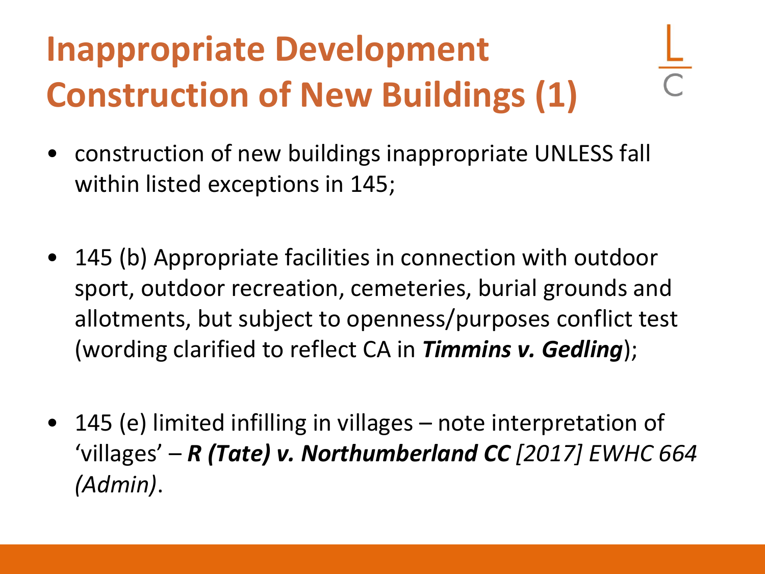# Inappropriate Development Construction of New Buildings (1)

- construction of new buildings inappropriate UNLESS fall within listed exceptions in 145;
- 145 (b) Appropriate facilities in connection with outdoor sport, outdoor recreation, cemeteries, burial grounds and allotments, but subject to openness/purposes conflict test (wording clarified to reflect CA in ***Timmins v. Gedling***);
- 145 (e) limited infilling in villages – note interpretation of 'villages' – ***R (Tate) v. Northumberland CC*** *[2017] EWHC 664 (Admin)*.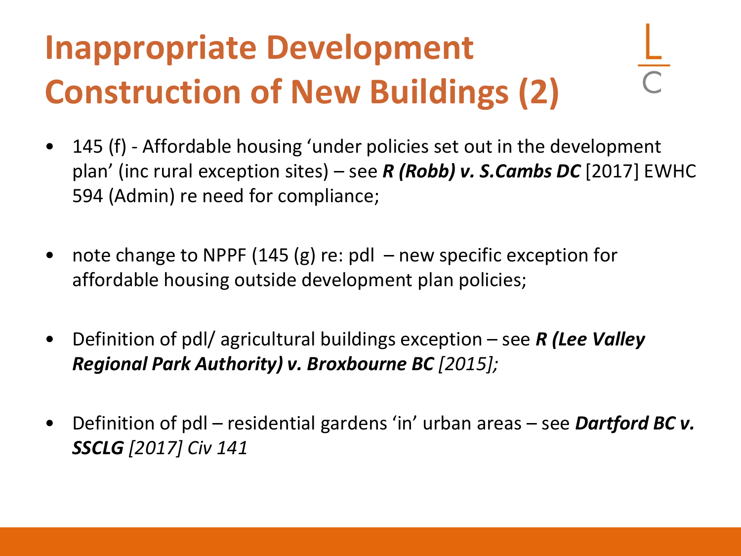# Inappropriate Development Construction of New Buildings (2)

- 145 (f) - Affordable housing 'under policies set out in the development plan' (inc rural exception sites) – see ***R (Robb) v. S.Cambs DC*** [2017] EWHC 594 (Admin) re need for compliance;

- note change to NPPF (145 (g) re: pdl – new specific exception for affordable housing outside development plan policies;

- Definition of pdl/ agricultural buildings exception – see ***R (Lee Valley Regional Park Authority) v. Broxbourne BC*** *[2015];*

- Definition of pdl – residential gardens 'in' urban areas – see ***Dartford BC v. SSCLG*** *[2017] Civ 141*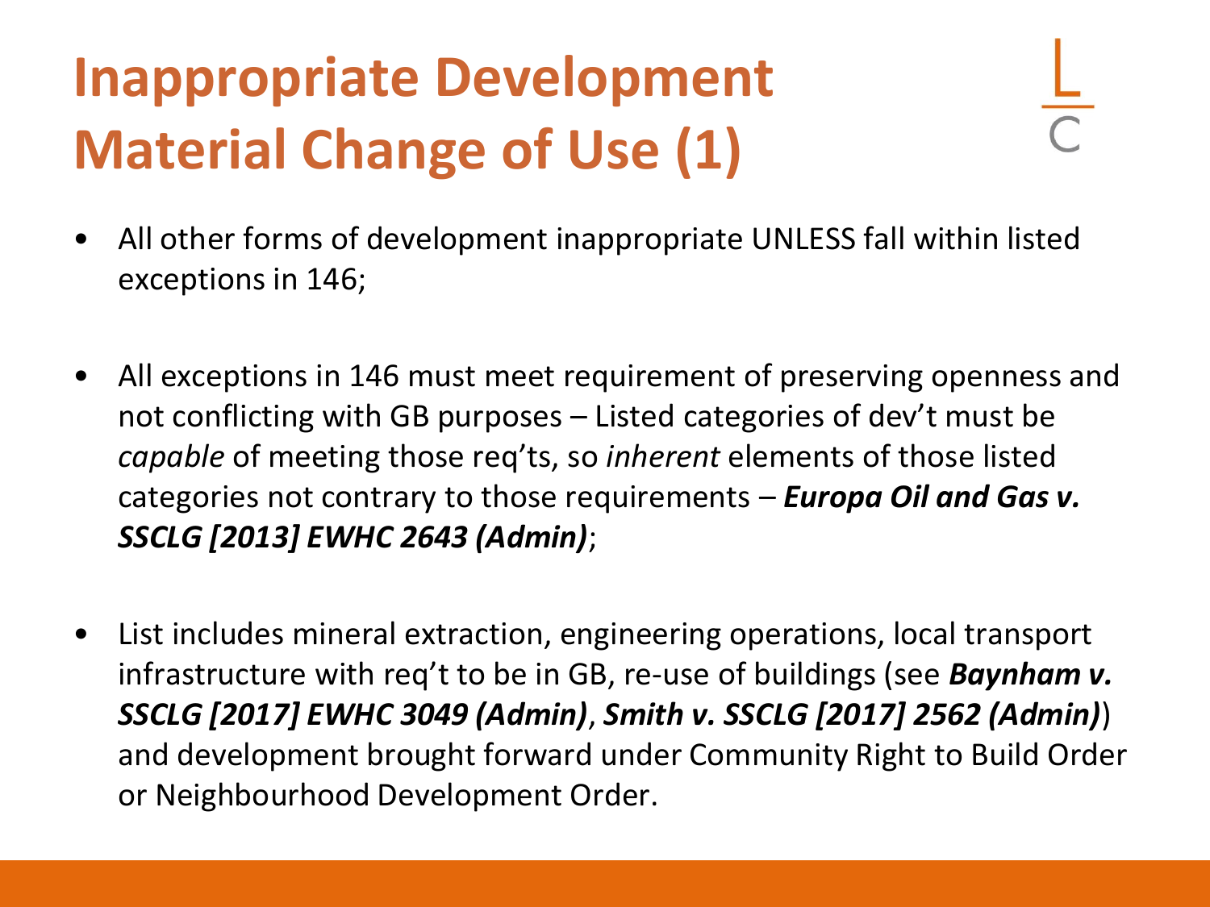# Inappropriate Development Material Change of Use (1)

- All other forms of development inappropriate UNLESS fall within listed exceptions in 146;

- All exceptions in 146 must meet requirement of preserving openness and not conflicting with GB purposes – Listed categories of dev't must be *capable* of meeting those req'ts, so *inherent* elements of those listed categories not contrary to those requirements – ***Europa Oil and Gas v. SSCLG [2013] EWHC 2643 (Admin)***;

- List includes mineral extraction, engineering operations, local transport infrastructure with req't to be in GB, re-use of buildings (see ***Baynham v. SSCLG [2017] EWHC 3049 (Admin)***, ***Smith v. SSCLG [2017] 2562 (Admin)***) and development brought forward under Community Right to Build Order or Neighbourhood Development Order.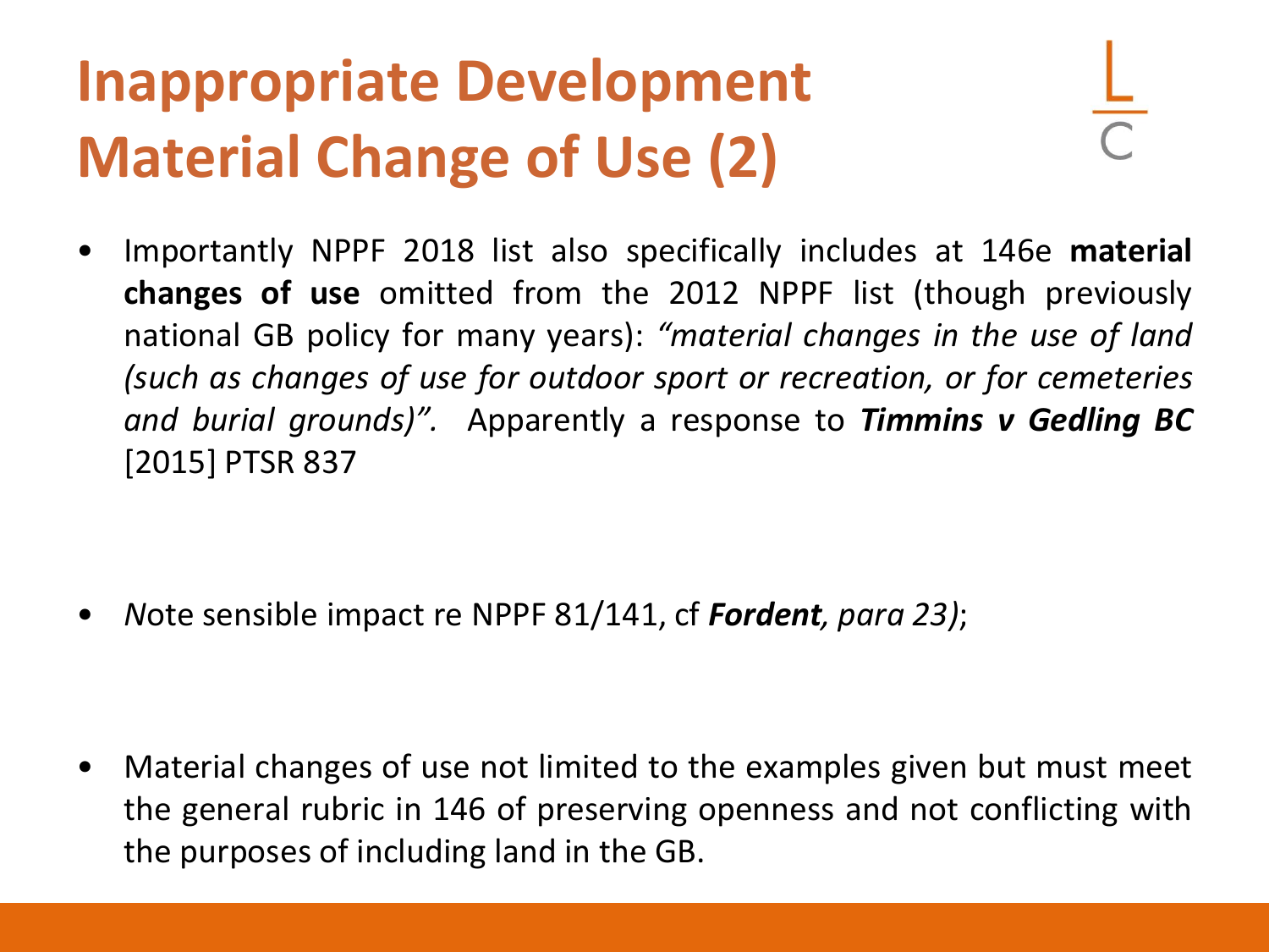# Inappropriate Development Material Change of Use (2)

- Importantly NPPF 2018 list also specifically includes at 146e **material changes of use** omitted from the 2012 NPPF list (though previously national GB policy for many years): *"material changes in the use of land (such as changes of use for outdoor sport or recreation, or for cemeteries and burial grounds)".* Apparently a response to ***Timmins v Gedling BC*** [2015] PTSR 837

- *N*ote sensible impact re NPPF 81/141, cf ***Fordent**, para 23)*;

- Material changes of use not limited to the examples given but must meet the general rubric in 146 of preserving openness and not conflicting with the purposes of including land in the GB.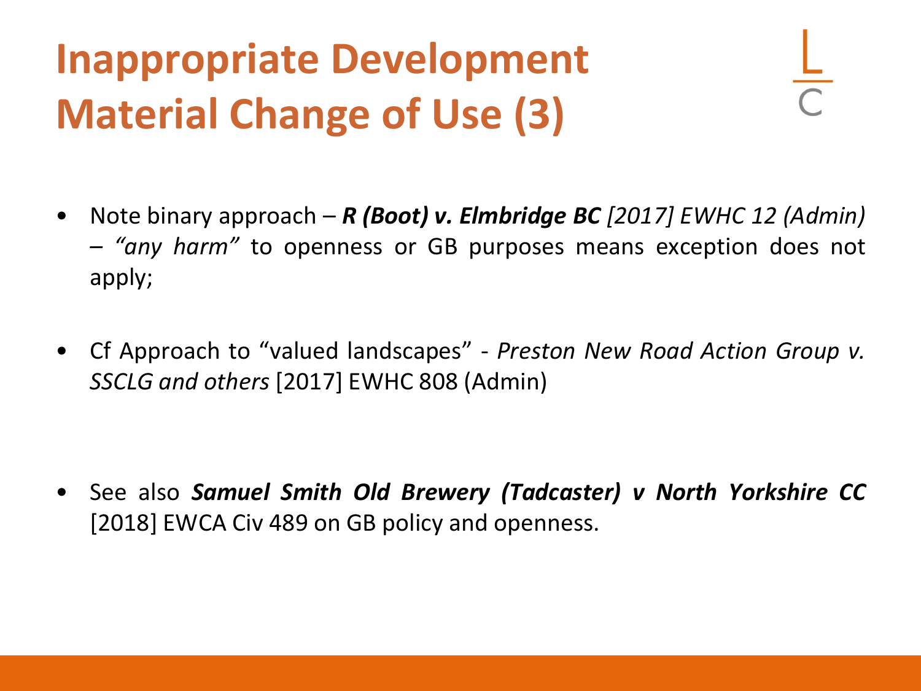# Inappropriate Development Material Change of Use (3)

- Note binary approach – ***R (Boot) v. Elmbridge BC*** *[2017] EWHC 12 (Admin)* – *"any harm"* to openness or GB purposes means exception does not apply;

- Cf Approach to "valued landscapes" - *Preston New Road Action Group v. SSCLG and others* [2017] EWHC 808 (Admin)

- See also ***Samuel Smith Old Brewery (Tadcaster) v North Yorkshire CC*** [2018] EWCA Civ 489 on GB policy and openness.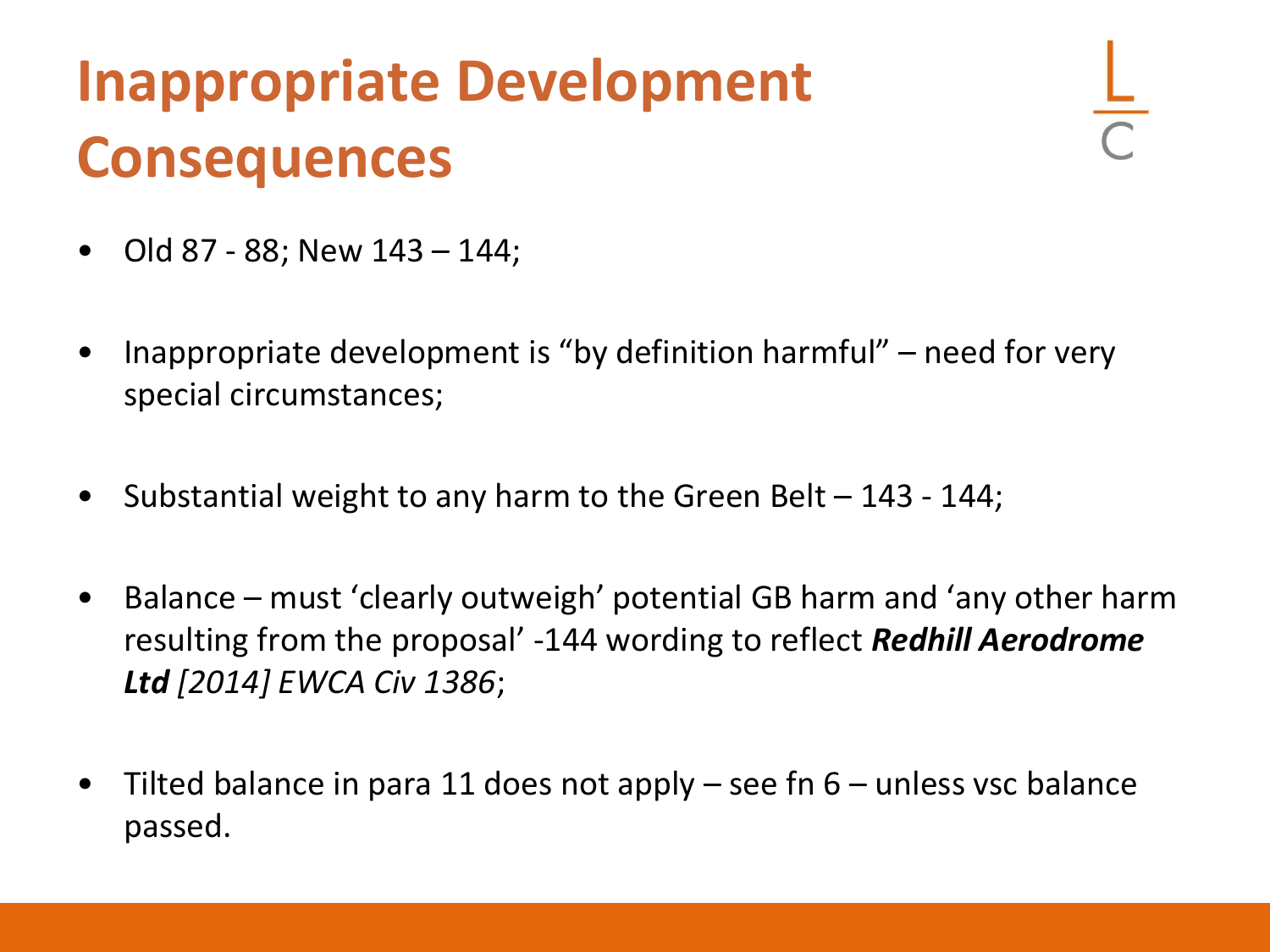# Inappropriate Development Consequences

- Old 87 - 88; New 143 – 144;
- Inappropriate development is "by definition harmful" – need for very special circumstances;
- Substantial weight to any harm to the Green Belt – 143 - 144;
- Balance – must 'clearly outweigh' potential GB harm and 'any other harm resulting from the proposal' -144 wording to reflect ***Redhill Aerodrome Ltd** [2014] EWCA Civ 1386*;
- Tilted balance in para 11 does not apply – see fn 6 – unless vsc balance passed.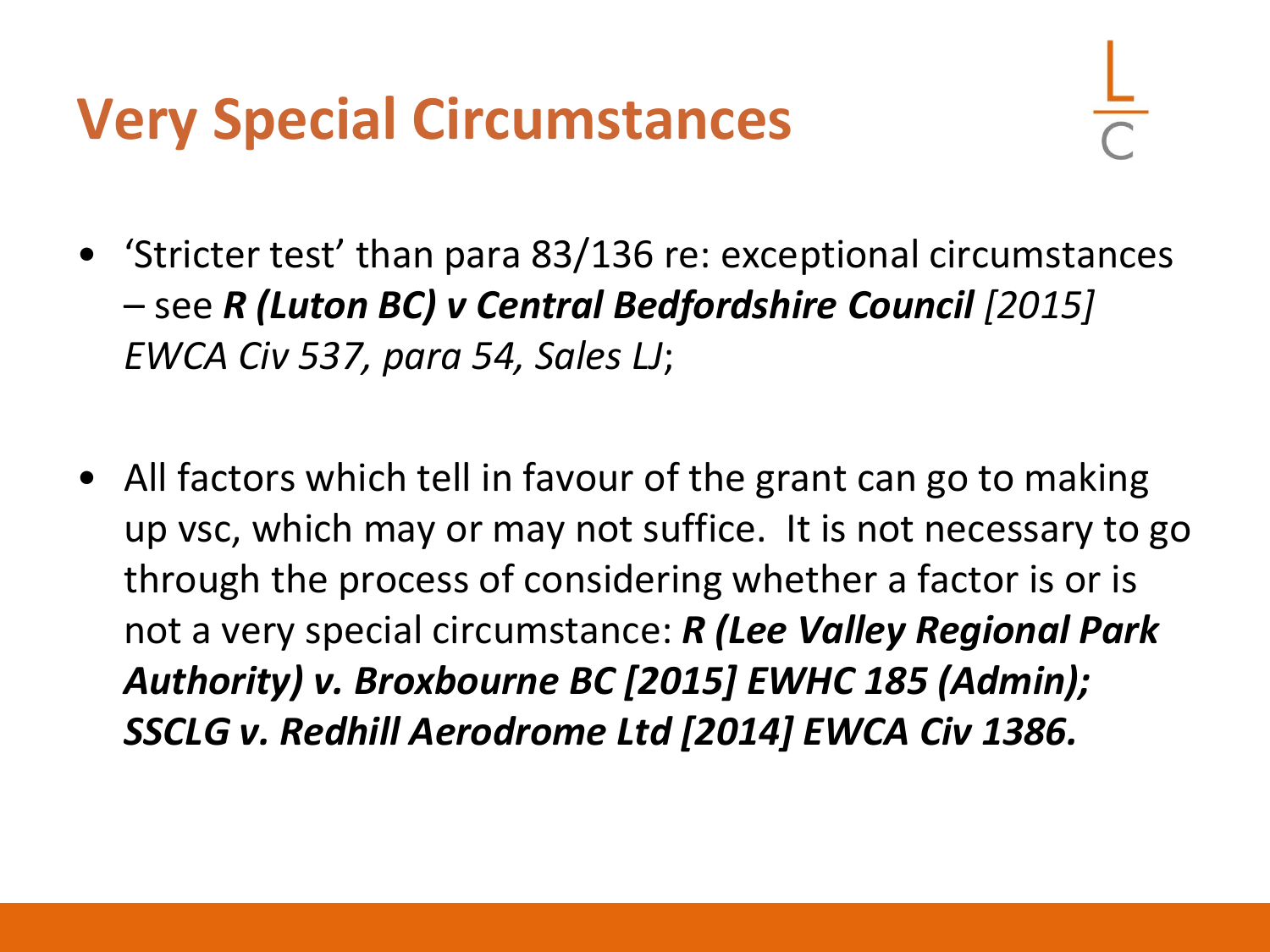# Very Special Circumstances

- 'Stricter test' than para 83/136 re: exceptional circumstances – see ***R (Luton BC) v Central Bedfordshire Council*** *[2015] EWCA Civ 537, para 54, Sales LJ*;

- All factors which tell in favour of the grant can go to making up vsc, which may or may not suffice. It is not necessary to go through the process of considering whether a factor is or is not a very special circumstance: ***R (Lee Valley Regional Park Authority) v. Broxbourne BC [2015] EWHC 185 (Admin); SSCLG v. Redhill Aerodrome Ltd [2014] EWCA Civ 1386.***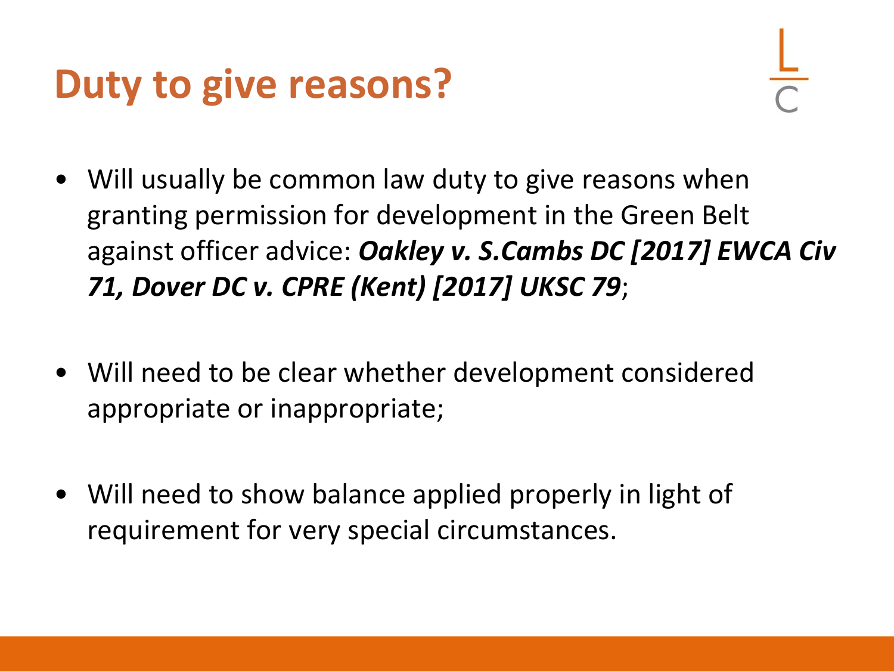# Duty to give reasons?

- Will usually be common law duty to give reasons when granting permission for development in the Green Belt against officer advice: ***Oakley v. S.Cambs DC [2017] EWCA Civ 71, Dover DC v. CPRE (Kent) [2017] UKSC 79***;

- Will need to be clear whether development considered appropriate or inappropriate;

- Will need to show balance applied properly in light of requirement for very special circumstances.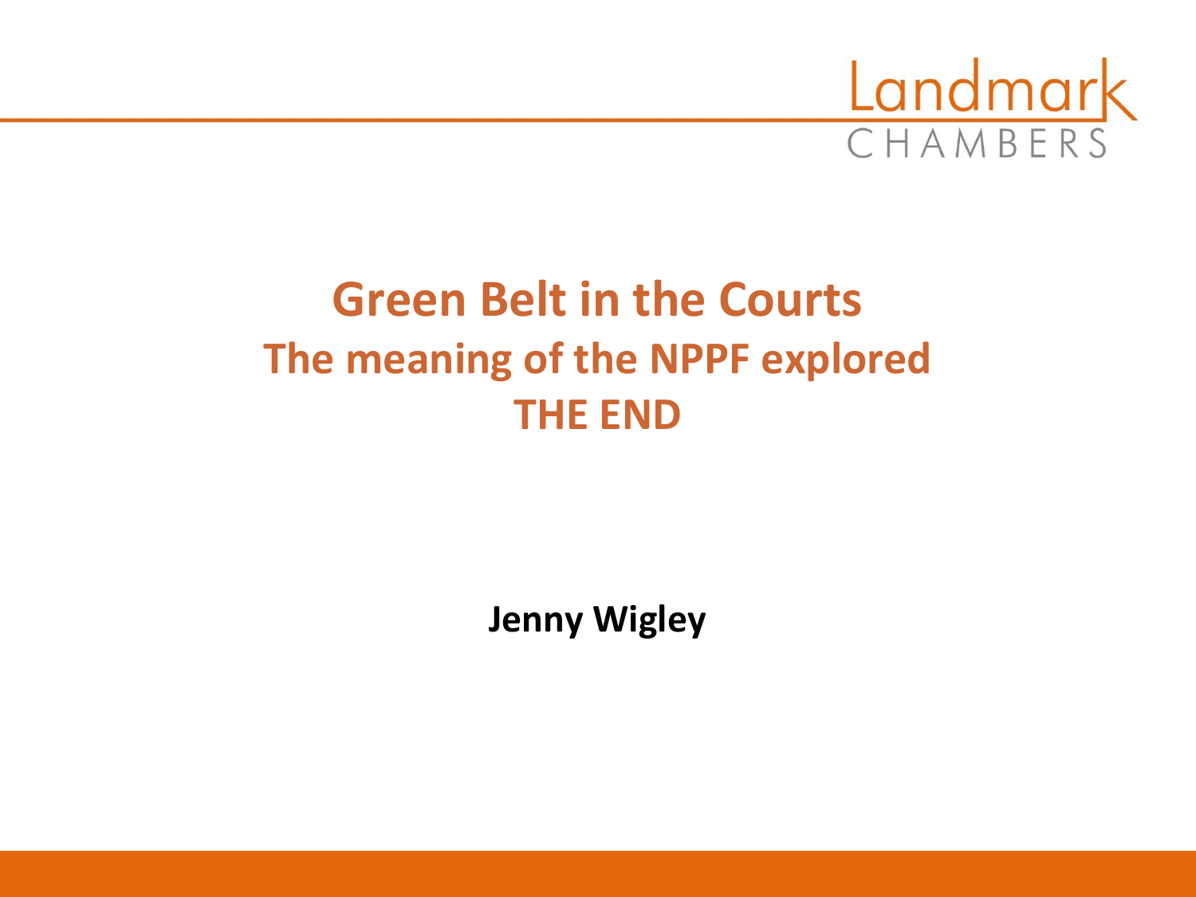Landmark
CHAMBERS

# Green Belt in the Courts

## The meaning of the NPPF explored

## THE END

**Jenny Wigley**